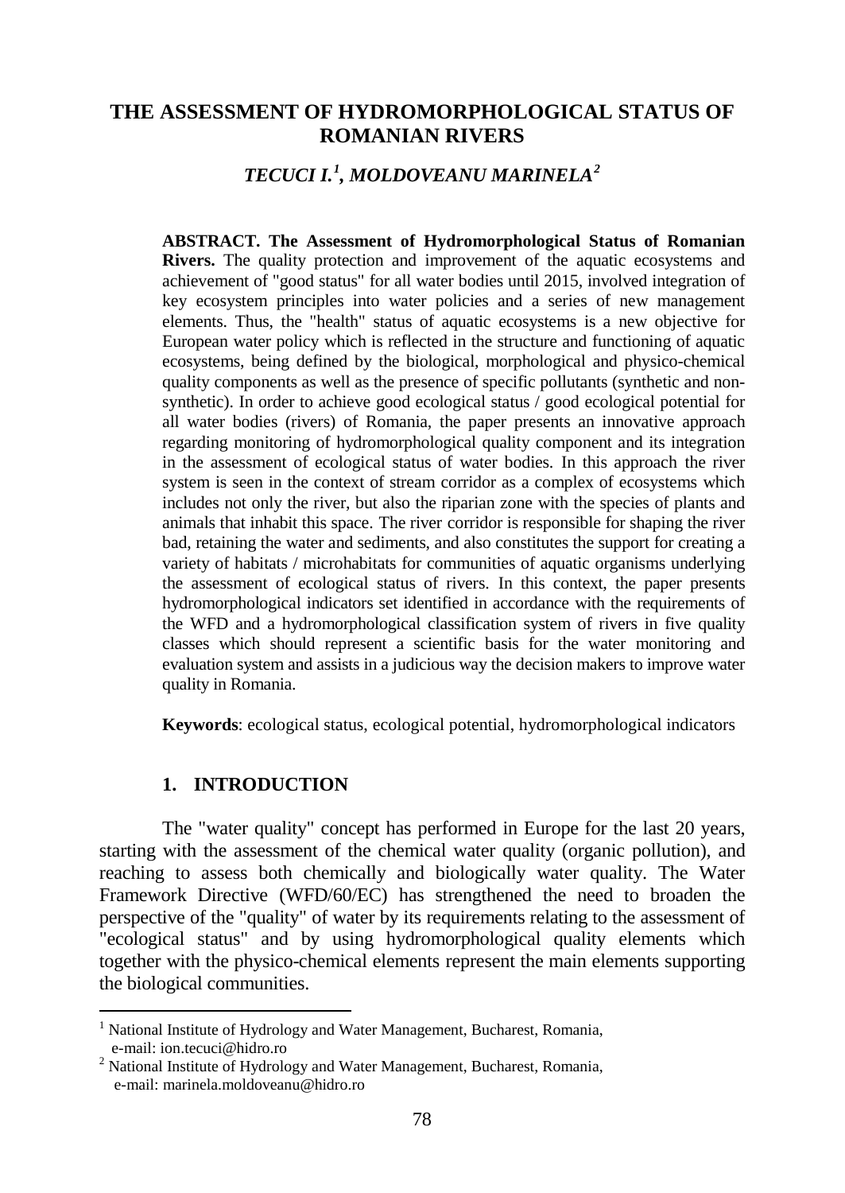# THE ASSESSMENT OF HYDROMORPHOLOGICAL STATUS OF ROMANIAN RIVERS

## *TECUCI I.*[1]*, MOLDOVEANU MARINELA*[2]

**ABSTRACT. The Assessment of Hydromorphological Status of Romanian Rivers.** The quality protection and improvement of the aquatic ecosystems and achievement of "good status" for all water bodies until 2015, involved integration of key ecosystem principles into water policies and a series of new management elements. Thus, the "health" status of aquatic ecosystems is a new objective for European water policy which is reflected in the structure and functioning of aquatic ecosystems, being defined by the biological, morphological and physico-chemical quality components as well as the presence of specific pollutants (synthetic and non-synthetic). In order to achieve good ecological status / good ecological potential for all water bodies (rivers) of Romania, the paper presents an innovative approach regarding monitoring of hydromorphological quality component and its integration in the assessment of ecological status of water bodies. In this approach the river system is seen in the context of stream corridor as a complex of ecosystems which includes not only the river, but also the riparian zone with the species of plants and animals that inhabit this space. The river corridor is responsible for shaping the river bad, retaining the water and sediments, and also constitutes the support for creating a variety of habitats / microhabitats for communities of aquatic organisms underlying the assessment of ecological status of rivers. In this context, the paper presents hydromorphological indicators set identified in accordance with the requirements of the WFD and a hydromorphological classification system of rivers in five quality classes which should represent a scientific basis for the water monitoring and evaluation system and assists in a judicious way the decision makers to improve water quality in Romania.

**Keywords**: ecological status, ecological potential, hydromorphological indicators

## 1. INTRODUCTION

The "water quality" concept has performed in Europe for the last 20 years, starting with the assessment of the chemical water quality (organic pollution), and reaching to assess both chemically and biologically water quality. The Water Framework Directive (WFD/60/EC) has strengthened the need to broaden the perspective of the "quality" of water by its requirements relating to the assessment of "ecological status" and by using hydromorphological quality elements which together with the physico-chemical elements represent the main elements supporting the biological communities.

---

[1] National Institute of Hydrology and Water Management, Bucharest, Romania, e-mail: ion.tecuci@hidro.ro

[2] National Institute of Hydrology and Water Management, Bucharest, Romania, e-mail: marinela.moldoveanu@hidro.ro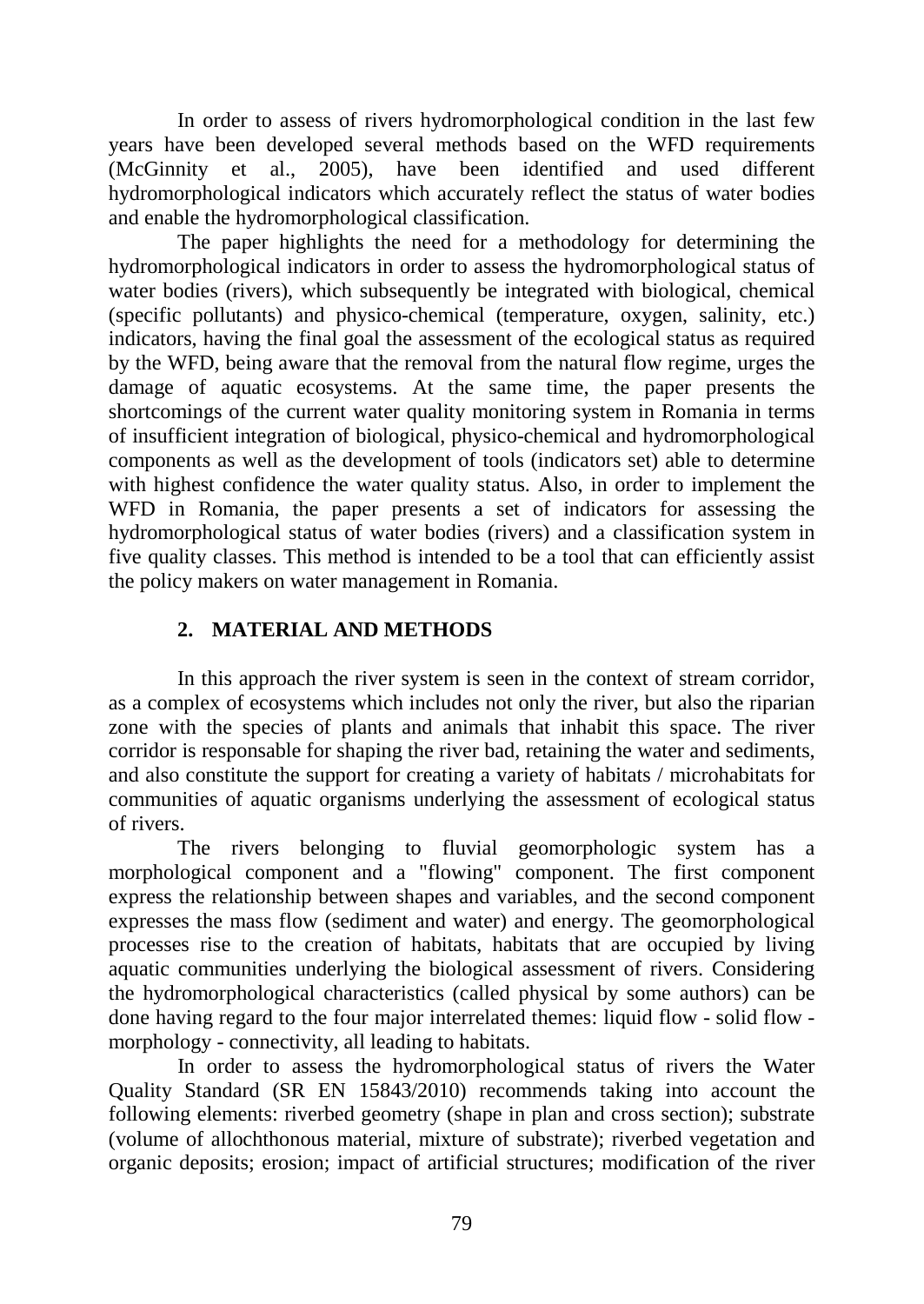In order to assess of rivers hydromorphological condition in the last few years have been developed several methods based on the WFD requirements (McGinnity et al., 2005), have been identified and used different hydromorphological indicators which accurately reflect the status of water bodies and enable the hydromorphological classification.

The paper highlights the need for a methodology for determining the hydromorphological indicators in order to assess the hydromorphological status of water bodies (rivers), which subsequently be integrated with biological, chemical (specific pollutants) and physico-chemical (temperature, oxygen, salinity, etc.) indicators, having the final goal the assessment of the ecological status as required by the WFD, being aware that the removal from the natural flow regime, urges the damage of aquatic ecosystems. At the same time, the paper presents the shortcomings of the current water quality monitoring system in Romania in terms of insufficient integration of biological, physico-chemical and hydromorphological components as well as the development of tools (indicators set) able to determine with highest confidence the water quality status. Also, in order to implement the WFD in Romania, the paper presents a set of indicators for assessing the hydromorphological status of water bodies (rivers) and a classification system in five quality classes. This method is intended to be a tool that can efficiently assist the policy makers on water management in Romania.

## 2. MATERIAL AND METHODS

In this approach the river system is seen in the context of stream corridor, as a complex of ecosystems which includes not only the river, but also the riparian zone with the species of plants and animals that inhabit this space. The river corridor is responsable for shaping the river bad, retaining the water and sediments, and also constitute the support for creating a variety of habitats / microhabitats for communities of aquatic organisms underlying the assessment of ecological status of rivers.

The rivers belonging to fluvial geomorphologic system has a morphological component and a "flowing" component. The first component express the relationship between shapes and variables, and the second component expresses the mass flow (sediment and water) and energy. The geomorphological processes rise to the creation of habitats, habitats that are occupied by living aquatic communities underlying the biological assessment of rivers. Considering the hydromorphological characteristics (called physical by some authors) can be done having regard to the four major interrelated themes: liquid flow - solid flow - morphology - connectivity, all leading to habitats.

In order to assess the hydromorphological status of rivers the Water Quality Standard (SR EN 15843/2010) recommends taking into account the following elements: riverbed geometry (shape in plan and cross section); substrate (volume of allochthonous material, mixture of substrate); riverbed vegetation and organic deposits; erosion; impact of artificial structures; modification of the river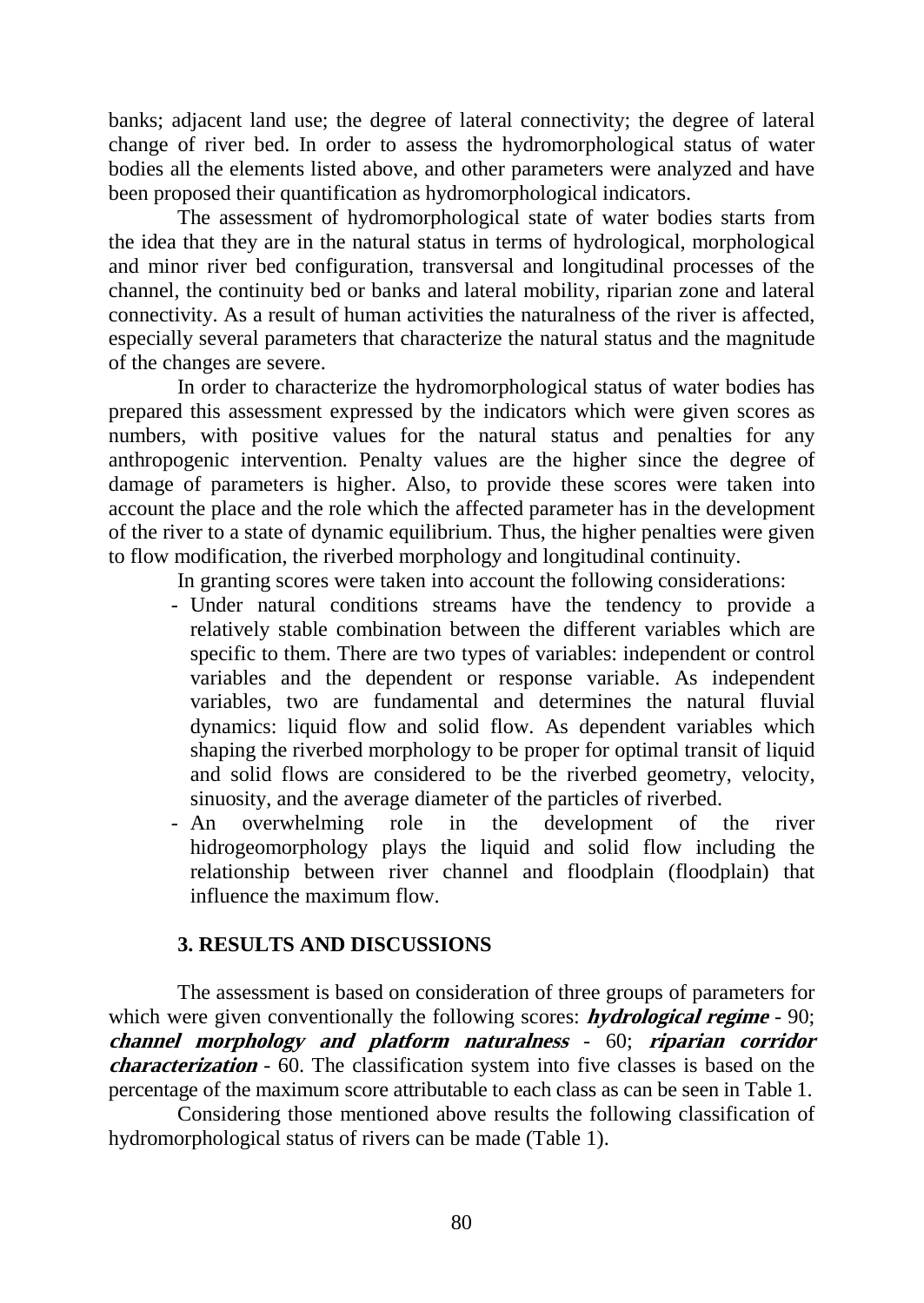banks; adjacent land use; the degree of lateral connectivity; the degree of lateral change of river bed. In order to assess the hydromorphological status of water bodies all the elements listed above, and other parameters were analyzed and have been proposed their quantification as hydromorphological indicators.

The assessment of hydromorphological state of water bodies starts from the idea that they are in the natural status in terms of hydrological, morphological and minor river bed configuration, transversal and longitudinal processes of the channel, the continuity bed or banks and lateral mobility, riparian zone and lateral connectivity. As a result of human activities the naturalness of the river is affected, especially several parameters that characterize the natural status and the magnitude of the changes are severe.

In order to characterize the hydromorphological status of water bodies has prepared this assessment expressed by the indicators which were given scores as numbers, with positive values for the natural status and penalties for any anthropogenic intervention. Penalty values are the higher since the degree of damage of parameters is higher. Also, to provide these scores were taken into account the place and the role which the affected parameter has in the development of the river to a state of dynamic equilibrium. Thus, the higher penalties were given to flow modification, the riverbed morphology and longitudinal continuity.

In granting scores were taken into account the following considerations:

- Under natural conditions streams have the tendency to provide a relatively stable combination between the different variables which are specific to them. There are two types of variables: independent or control variables and the dependent or response variable. As independent variables, two are fundamental and determines the natural fluvial dynamics: liquid flow and solid flow. As dependent variables which shaping the riverbed morphology to be proper for optimal transit of liquid and solid flows are considered to be the riverbed geometry, velocity, sinuosity, and the average diameter of the particles of riverbed.
- An overwhelming role in the development of the river hidrogeomorphology plays the liquid and solid flow including the relationship between river channel and floodplain (floodplain) that influence the maximum flow.

## 3. RESULTS AND DISCUSSIONS

The assessment is based on consideration of three groups of parameters for which were given conventionally the following scores: ***hydrological regime*** - 90; ***channel morphology and platform naturalness*** - 60; ***riparian corridor characterization*** - 60. The classification system into five classes is based on the percentage of the maximum score attributable to each class as can be seen in Table 1.

Considering those mentioned above results the following classification of hydromorphological status of rivers can be made (Table 1).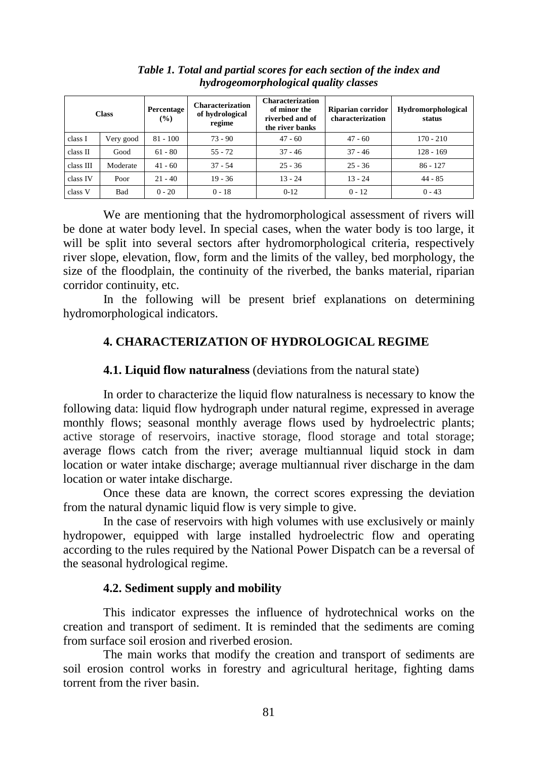*Table 1. Total and partial scores for each section of the index and hydrogeomorphological quality classes*

| Class | | Percentage (%) | Characterization of hydrological regime | Characterization of minor the riverbed and of the river banks | Riparian corridor characterization | Hydromorphological status |
|---|---|---|---|---|---|---|
| class I | Very good | 81 - 100 | 73 - 90 | 47 - 60 | 47 - 60 | 170 - 210 |
| class II | Good | 61 - 80 | 55 - 72 | 37 - 46 | 37 - 46 | 128 - 169 |
| class III | Moderate | 41 - 60 | 37 - 54 | 25 - 36 | 25 - 36 | 86 - 127 |
| class IV | Poor | 21 - 40 | 19 - 36 | 13 - 24 | 13 - 24 | 44 - 85 |
| class V | Bad | 0 - 20 | 0 - 18 | 0-12 | 0 - 12 | 0 - 43 |

We are mentioning that the hydromorphological assessment of rivers will be done at water body level. In special cases, when the water body is too large, it will be split into several sectors after hydromorphological criteria, respectively river slope, elevation, flow, form and the limits of the valley, bed morphology, the size of the floodplain, the continuity of the riverbed, the banks material, riparian corridor continuity, etc.

In the following will be present brief explanations on determining hydromorphological indicators.

## 4. CHARACTERIZATION OF HYDROLOGICAL REGIME

### 4.1. Liquid flow naturalness (deviations from the natural state)

In order to characterize the liquid flow naturalness is necessary to know the following data: liquid flow hydrograph under natural regime, expressed in average monthly flows; seasonal monthly average flows used by hydroelectric plants; active storage of reservoirs, inactive storage, flood storage and total storage; average flows catch from the river; average multiannual liquid stock in dam location or water intake discharge; average multiannual river discharge in the dam location or water intake discharge.

Once these data are known, the correct scores expressing the deviation from the natural dynamic liquid flow is very simple to give.

In the case of reservoirs with high volumes with use exclusively or mainly hydropower, equipped with large installed hydroelectric flow and operating according to the rules required by the National Power Dispatch can be a reversal of the seasonal hydrological regime.

### 4.2. Sediment supply and mobility

This indicator expresses the influence of hydrotechnical works on the creation and transport of sediment. It is reminded that the sediments are coming from surface soil erosion and riverbed erosion.

The main works that modify the creation and transport of sediments are soil erosion control works in forestry and agricultural heritage, fighting dams torrent from the river basin.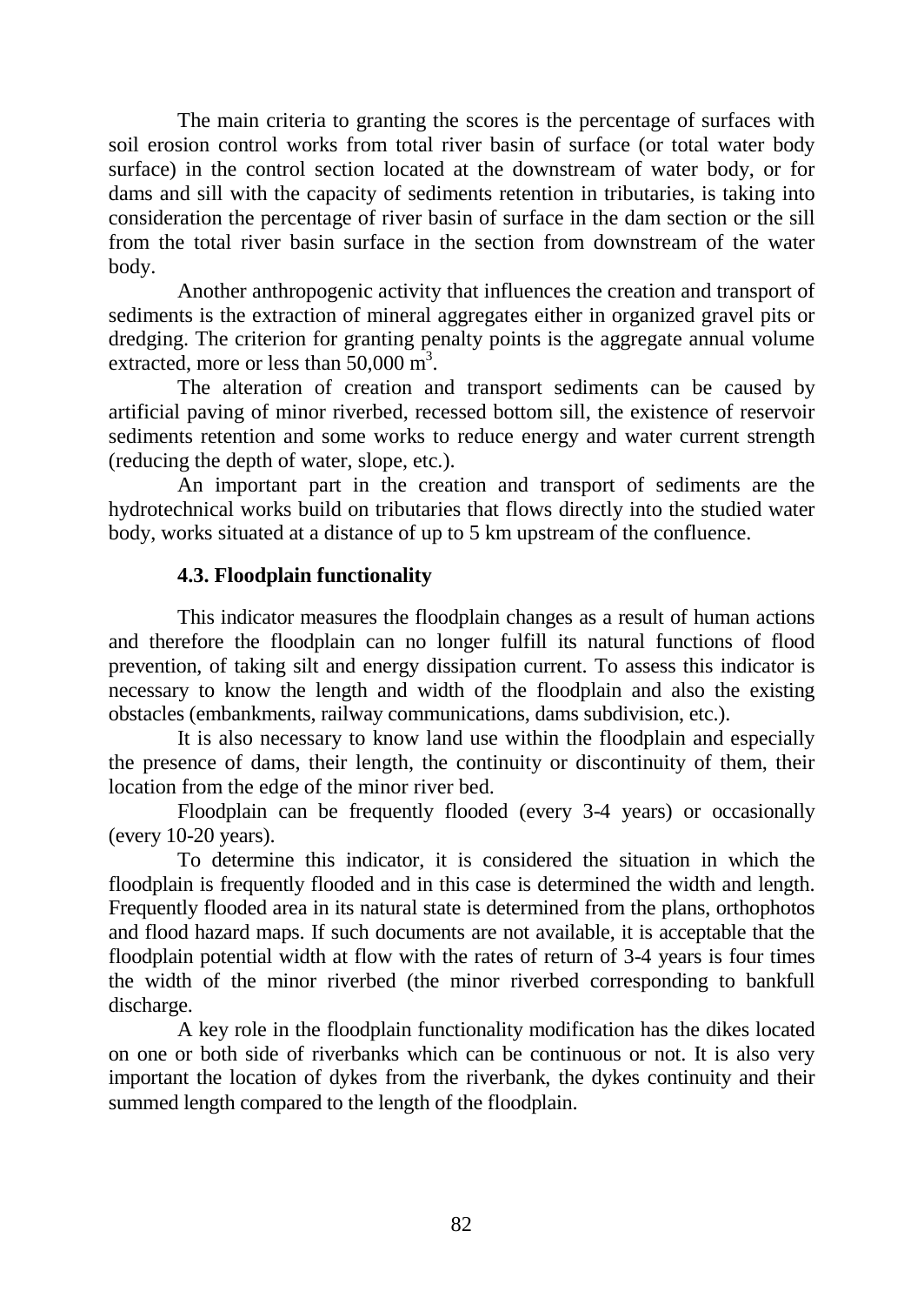The main criteria to granting the scores is the percentage of surfaces with soil erosion control works from total river basin of surface (or total water body surface) in the control section located at the downstream of water body, or for dams and sill with the capacity of sediments retention in tributaries, is taking into consideration the percentage of river basin of surface in the dam section or the sill from the total river basin surface in the section from downstream of the water body.

Another anthropogenic activity that influences the creation and transport of sediments is the extraction of mineral aggregates either in organized gravel pits or dredging. The criterion for granting penalty points is the aggregate annual volume extracted, more or less than 50,000 $m^3$.

The alteration of creation and transport sediments can be caused by artificial paving of minor riverbed, recessed bottom sill, the existence of reservoir sediments retention and some works to reduce energy and water current strength (reducing the depth of water, slope, etc.).

An important part in the creation and transport of sediments are the hydrotechnical works build on tributaries that flows directly into the studied water body, works situated at a distance of up to 5 km upstream of the confluence.

### 4.3. Floodplain functionality

This indicator measures the floodplain changes as a result of human actions and therefore the floodplain can no longer fulfill its natural functions of flood prevention, of taking silt and energy dissipation current. To assess this indicator is necessary to know the length and width of the floodplain and also the existing obstacles (embankments, railway communications, dams subdivision, etc.).

It is also necessary to know land use within the floodplain and especially the presence of dams, their length, the continuity or discontinuity of them, their location from the edge of the minor river bed.

Floodplain can be frequently flooded (every 3-4 years) or occasionally (every 10-20 years).

To determine this indicator, it is considered the situation in which the floodplain is frequently flooded and in this case is determined the width and length. Frequently flooded area in its natural state is determined from the plans, orthophotos and flood hazard maps. If such documents are not available, it is acceptable that the floodplain potential width at flow with the rates of return of 3-4 years is four times the width of the minor riverbed (the minor riverbed corresponding to bankfull discharge.

A key role in the floodplain functionality modification has the dikes located on one or both side of riverbanks which can be continuous or not. It is also very important the location of dykes from the riverbank, the dykes continuity and their summed length compared to the length of the floodplain.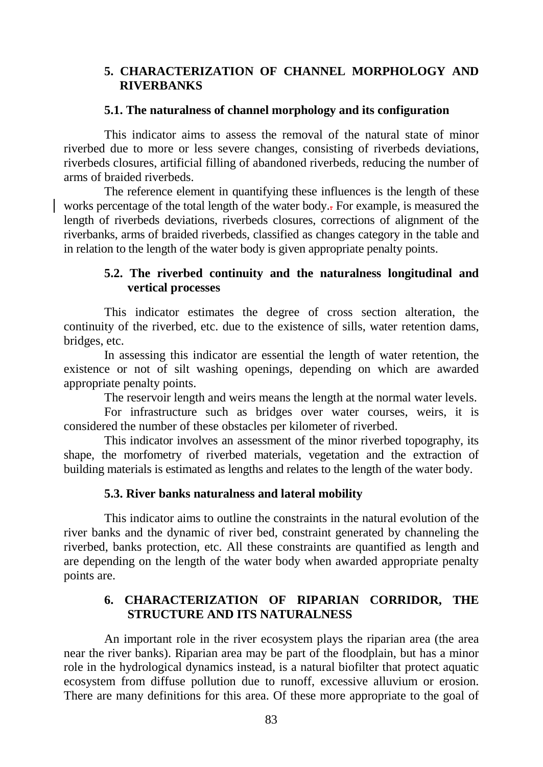## 5. CHARACTERIZATION OF CHANNEL MORPHOLOGY AND RIVERBANKS

### 5.1. The naturalness of channel morphology and its configuration

This indicator aims to assess the removal of the natural state of minor riverbed due to more or less severe changes, consisting of riverbeds deviations, riverbeds closures, artificial filling of abandoned riverbeds, reducing the number of arms of braided riverbeds.

The reference element in quantifying these influences is the length of these works percentage of the total length of the water body. For example, is measured the length of riverbeds deviations, riverbeds closures, corrections of alignment of the riverbanks, arms of braided riverbeds, classified as changes category in the table and in relation to the length of the water body is given appropriate penalty points.

### 5.2. The riverbed continuity and the naturalness longitudinal and vertical processes

This indicator estimates the degree of cross section alteration, the continuity of the riverbed, etc. due to the existence of sills, water retention dams, bridges, etc.

In assessing this indicator are essential the length of water retention, the existence or not of silt washing openings, depending on which are awarded appropriate penalty points.

The reservoir length and weirs means the length at the normal water levels.

For infrastructure such as bridges over water courses, weirs, it is considered the number of these obstacles per kilometer of riverbed.

This indicator involves an assessment of the minor riverbed topography, its shape, the morfometry of riverbed materials, vegetation and the extraction of building materials is estimated as lengths and relates to the length of the water body.

### 5.3. River banks naturalness and lateral mobility

This indicator aims to outline the constraints in the natural evolution of the river banks and the dynamic of river bed, constraint generated by channeling the riverbed, banks protection, etc. All these constraints are quantified as length and are depending on the length of the water body when awarded appropriate penalty points are.

## 6. CHARACTERIZATION OF RIPARIAN CORRIDOR, THE STRUCTURE AND ITS NATURALNESS

An important role in the river ecosystem plays the riparian area (the area near the river banks). Riparian area may be part of the floodplain, but has a minor role in the hydrological dynamics instead, is a natural biofilter that protect aquatic ecosystem from diffuse pollution due to runoff, excessive alluvium or erosion. There are many definitions for this area. Of these more appropriate to the goal of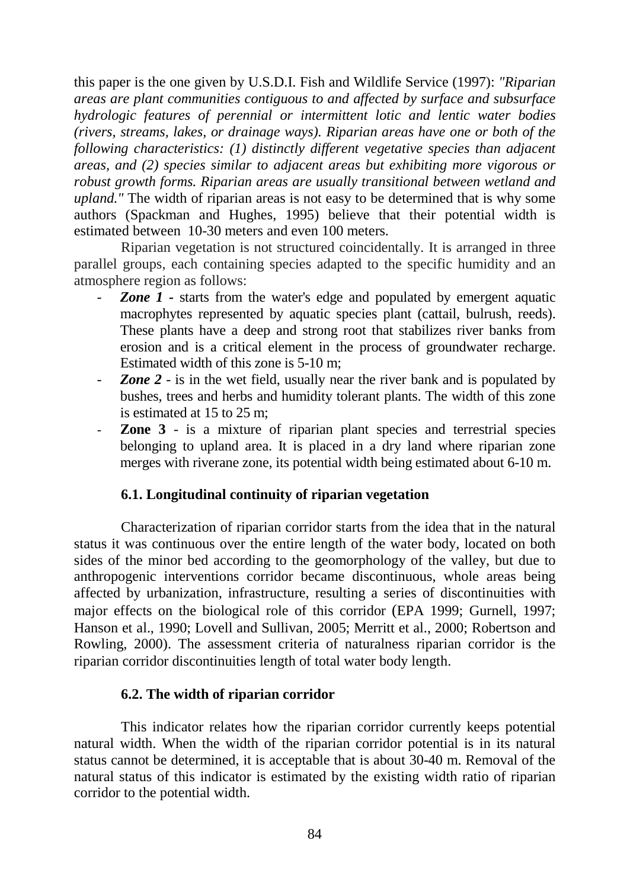this paper is the one given by U.S.D.I. Fish and Wildlife Service (1997): *"Riparian areas are plant communities contiguous to and affected by surface and subsurface hydrologic features of perennial or intermittent lotic and lentic water bodies (rivers, streams, lakes, or drainage ways). Riparian areas have one or both of the following characteristics: (1) distinctly different vegetative species than adjacent areas, and (2) species similar to adjacent areas but exhibiting more vigorous or robust growth forms. Riparian areas are usually transitional between wetland and upland."* The width of riparian areas is not easy to be determined that is why some authors (Spackman and Hughes, 1995) believe that their potential width is estimated between 10-30 meters and even 100 meters.

Riparian vegetation is not structured coincidentally. It is arranged in three parallel groups, each containing species adapted to the specific humidity and an atmosphere region as follows:

- ***Zone 1*** **-** starts from the water's edge and populated by emergent aquatic macrophytes represented by aquatic species plant (cattail, bulrush, reeds). These plants have a deep and strong root that stabilizes river banks from erosion and is a critical element in the process of groundwater recharge. Estimated width of this zone is 5-10 m;
- ***Zone 2*** - is in the wet field, usually near the river bank and is populated by bushes, trees and herbs and humidity tolerant plants. The width of this zone is estimated at 15 to 25 m;
- **Zone 3** - is a mixture of riparian plant species and terrestrial species belonging to upland area. It is placed in a dry land where riparian zone merges with riverane zone, its potential width being estimated about 6-10 m.

### 6.1. Longitudinal continuity of riparian vegetation

Characterization of riparian corridor starts from the idea that in the natural status it was continuous over the entire length of the water body, located on both sides of the minor bed according to the geomorphology of the valley, but due to anthropogenic interventions corridor became discontinuous, whole areas being affected by urbanization, infrastructure, resulting a series of discontinuities with major effects on the biological role of this corridor (EPA 1999; Gurnell, 1997; Hanson et al., 1990; Lovell and Sullivan, 2005; Merritt et al., 2000; Robertson and Rowling, 2000). The assessment criteria of naturalness riparian corridor is the riparian corridor discontinuities length of total water body length.

### 6.2. The width of riparian corridor

This indicator relates how the riparian corridor currently keeps potential natural width. When the width of the riparian corridor potential is in its natural status cannot be determined, it is acceptable that is about 30-40 m. Removal of the natural status of this indicator is estimated by the existing width ratio of riparian corridor to the potential width.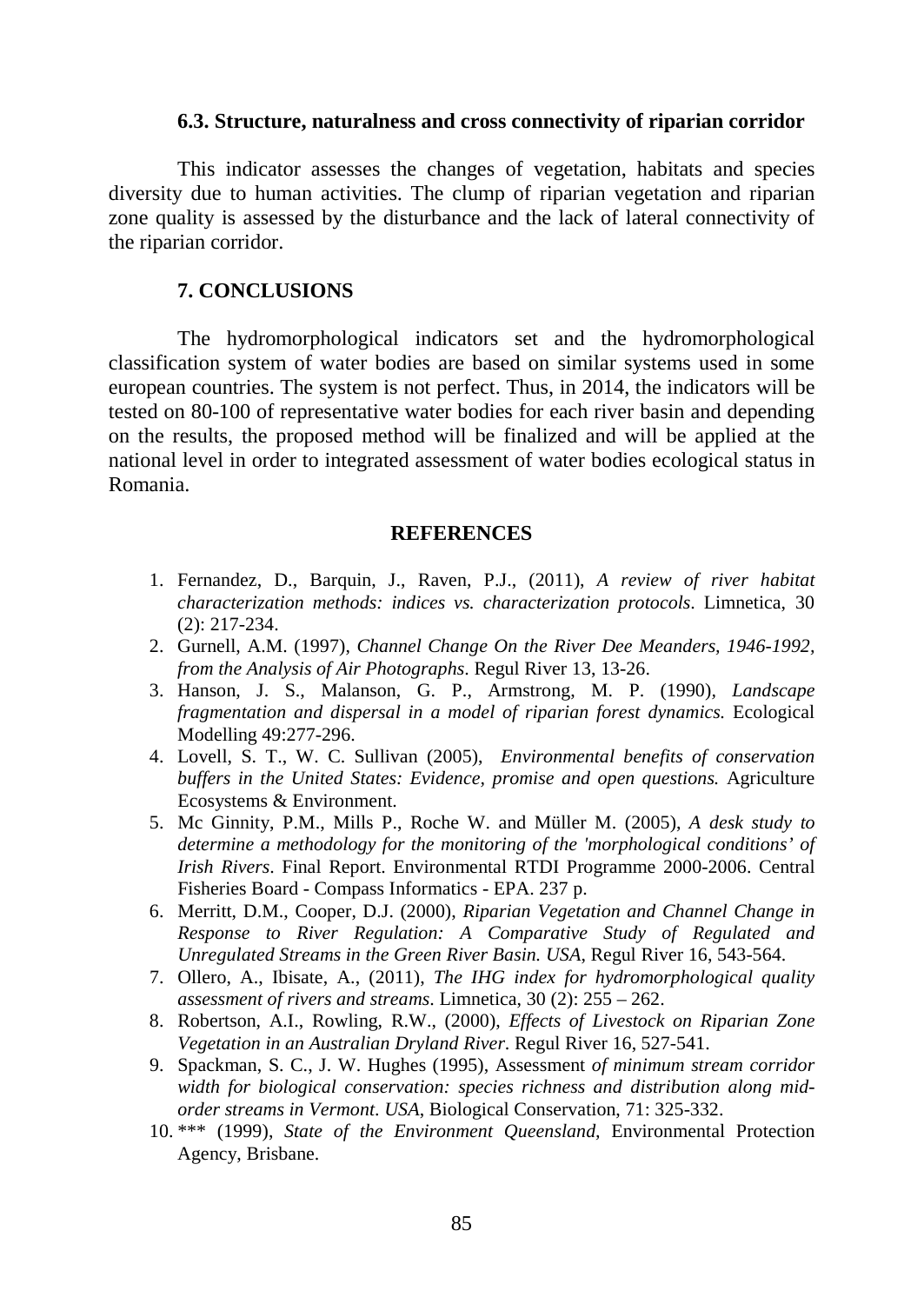### 6.3. Structure, naturalness and cross connectivity of riparian corridor

This indicator assesses the changes of vegetation, habitats and species diversity due to human activities. The clump of riparian vegetation and riparian zone quality is assessed by the disturbance and the lack of lateral connectivity of the riparian corridor.

## 7. CONCLUSIONS

The hydromorphological indicators set and the hydromorphological classification system of water bodies are based on similar systems used in some european countries. The system is not perfect. Thus, in 2014, the indicators will be tested on 80-100 of representative water bodies for each river basin and depending on the results, the proposed method will be finalized and will be applied at the national level in order to integrated assessment of water bodies ecological status in Romania.

## REFERENCES

1. Fernandez, D., Barquin, J., Raven, P.J., (2011), *A review of river habitat characterization methods: indices vs. characterization protocols*. Limnetica, 30 (2): 217-234.
2. Gurnell, A.M. (1997), *Channel Change On the River Dee Meanders, 1946-1992, from the Analysis of Air Photographs*. Regul River 13, 13-26.
3. Hanson, J. S., Malanson, G. P., Armstrong, M. P. (1990), *Landscape fragmentation and dispersal in a model of riparian forest dynamics.* Ecological Modelling 49:277-296.
4. Lovell, S. T., W. C. Sullivan (2005), *Environmental benefits of conservation buffers in the United States: Evidence, promise and open questions.* Agriculture Ecosystems & Environment.
5. Mc Ginnity, P.M., Mills P., Roche W. and Müller M. (2005), *A desk study to determine a methodology for the monitoring of the 'morphological conditions' of Irish Rivers*. Final Report. Environmental RTDI Programme 2000-2006. Central Fisheries Board - Compass Informatics - EPA. 237 p.
6. Merritt, D.M., Cooper, D.J. (2000), *Riparian Vegetation and Channel Change in Response to River Regulation: A Comparative Study of Regulated and Unregulated Streams in the Green River Basin. USA*, Regul River 16, 543-564.
7. Ollero, A., Ibisate, A., (2011), *The IHG index for hydromorphological quality assessment of rivers and streams*. Limnetica, 30 (2): 255 – 262.
8. Robertson, A.I., Rowling, R.W., (2000), *Effects of Livestock on Riparian Zone Vegetation in an Australian Dryland River*. Regul River 16, 527-541.
9. Spackman, S. C., J. W. Hughes (1995), Assessment *of minimum stream corridor width for biological conservation: species richness and distribution along mid-order streams in Vermont. USA*, Biological Conservation, 71: 325-332.
10. *** (1999), *State of the Environment Queensland,* Environmental Protection Agency, Brisbane.